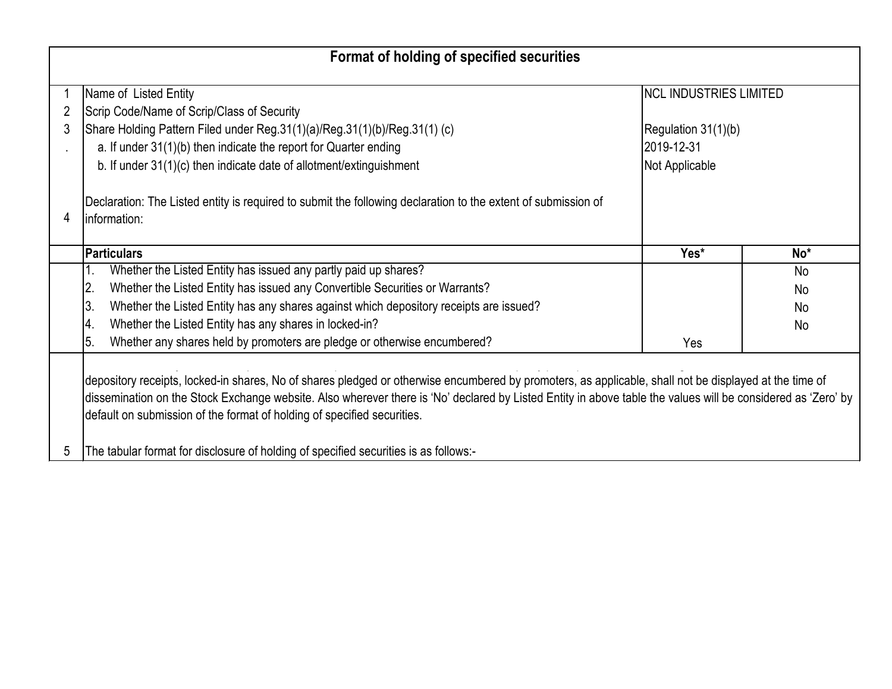# Format of holding of specified securities

| | | |
|---|---|---|
| 1 | Name of Listed Entity | NCL INDUSTRIES LIMITED |
| 2 | Scrip Code/Name of Scrip/Class of Security | |
| 3 | Share Holding Pattern Filed under Reg.31(1)(a)/Reg.31(1)(b)/Reg.31(1) (c) | Regulation 31(1)(b) |
| . | a. If under 31(1)(b) then indicate the report for Quarter ending | 2019-12-31 |
| | b. If under 31(1)(c) then indicate date of allotment/extinguishment | Not Applicable |
| 4 | Declaration: The Listed entity is required to submit the following declaration to the extent of submission of information: | |

| | Particulars | Yes* | No* |
|---|---|---|---|
| | 1. Whether the Listed Entity has issued any partly paid up shares? | | No |
| | 2. Whether the Listed Entity has issued any Convertible Securities or Warrants? | | No |
| | 3. Whether the Listed Entity has any shares against which depository receipts are issued? | | No |
| | 4. Whether the Listed Entity has any shares in locked-in? | | No |
| | 5. Whether any shares held by promoters are pledge or otherwise encumbered? | Yes | |

depository receipts, locked-in shares, No of shares pledged or otherwise encumbered by promoters, as applicable, shall not be displayed at the time of dissemination on the Stock Exchange website. Also wherever there is 'No' declared by Listed Entity in above table the values will be considered as 'Zero' by default on submission of the format of holding of specified securities.

5 The tabular format for disclosure of holding of specified securities is as follows:-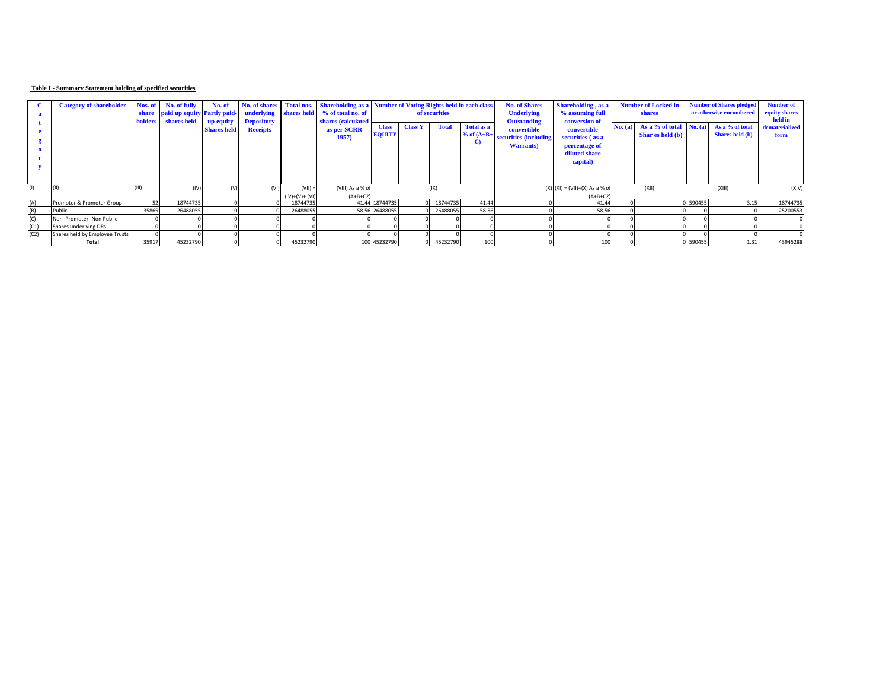**Table I - Summary Statement holding of specified securities**

| Category | Category of shareholder | Nos. of share holders | No. of fully paid up equity shares held | No. of Partly paid-up equity Shares held | No. of shares underlying Depository Receipts | Total nos. shares held | Shareholding as a % of total no. of shares (calculated as per SCRR 1957) | Number of Voting Rights held in each class of securities | | | | No. of Shares Underlying Outstanding convertible securities (including Warrants) | Shareholding , as a % assuming full conversion of convertible securities ( as a percentage of diluted share capital) | Number of Locked in shares | | Number of Shares pledged or otherwise encumbered | | Number of equity shares held in dematerialized form |
|---|---|---|---|---|---|---|---|---|---|---|---|---|---|---|---|---|---|---|
| | | | | | | | | Class EQUITY | Class Y | Total | Total as a % of (A+B+C) | | | No. (a) | As a % of total Shar es held (b) | No. (a) | As a % of total Shares held (b) | |
| (I) | (II) | (III) | (IV) | (V) | (VI) | (VII) = (IV)+(V)+ (VI) | (VIII) As a % of (A+B+C2) | (IX) | | | | (X) | (XI) = (VII)+(X) As a % of (A+B+C2) | (XII) | | (XIII) | | (XIV) |
| (A) | Promoter & Promoter Group | 52 | 18744735 | 0 | 0 | 18744735 | 41.44 | 18744735 | 0 | 18744735 | 41.44 | 0 | 41.44 | 0 | 0 | 590455 | 3.15 | 18744735 |
| (B) | Public | 35865 | 26488055 | 0 | 0 | 26488055 | 58.56 | 26488055 | 0 | 26488055 | 58.56 | 0 | 58.56 | 0 | 0 | 0 | 0 | 25200553 |
| (C) | Non Promoter- Non Public | 0 | 0 | 0 | 0 | 0 | 0 | 0 | 0 | 0 | 0 | 0 | 0 | 0 | 0 | 0 | 0 | 0 |
| (C1) | Shares underlying DRs | 0 | 0 | 0 | 0 | 0 | 0 | 0 | 0 | 0 | 0 | 0 | 0 | 0 | 0 | 0 | 0 | 0 |
| (C2) | Shares held by Employee Trusts | 0 | 0 | 0 | 0 | 0 | 0 | 0 | 0 | 0 | 0 | 0 | 0 | 0 | 0 | 0 | 0 | 0 |
| | Total | 35917 | 45232790 | 0 | 0 | 45232790 | 100 | 45232790 | 0 | 45232790 | 100 | 0 | 100 | 0 | 0 | 590455 | 1.31 | 43945288 |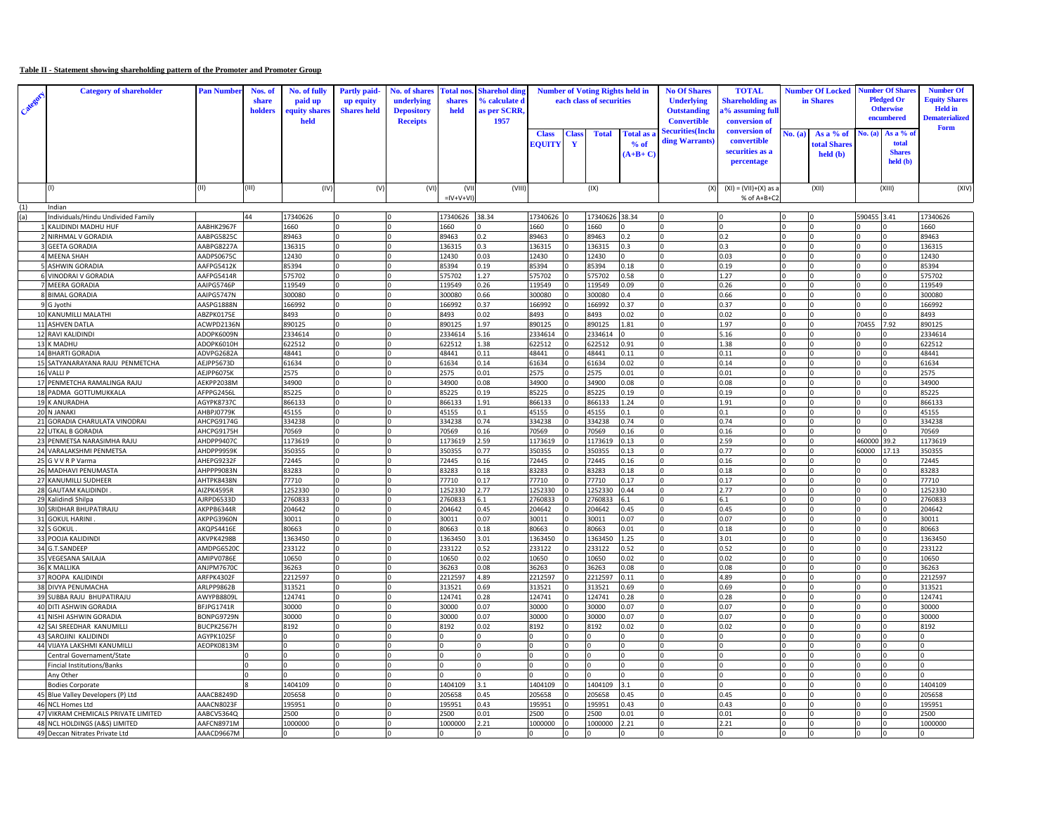**Table II - Statement showing shareholding pattern of the Promoter and Promoter Group**

| Category | Category of shareholder | Pan Number | Nos. of share holders | No. of fully paid up equity shares held | Partly paid-up equity Shares held | No. of shares underlying Depository Receipts | Total nos. shares held | Sharehol ding % calculate d as per SCRR, 1957 | Number of Voting Rights held in each class of securities | | | | No Of Shares Underlying Outstanding Convertible Securities(Including Warrants) | TOTAL Shareholding as a% assuming full conversion of conversion of convertible securities as a percentage | Number Of Locked in Shares | | Number Of Shares Pledged Or Otherwise encumbered | | Number Of Equity Shares Held in Dematerialized Form |
|---|---|---|---|---|---|---|---|---|---|---|---|---|---|---|---|---|---|---|---|
| | | | | | | | | | Class EQUITY | Class Y | Total | Total as a % of (A+B+ C) | | | No. (a) | As a % of total Shares held (b) | No. (a) | As a % of total Shares held (b) | |
| | (I) | (II) | (III) | (IV) | (V) | (VI) | (VII =IV+V+VI) | (VIII) | (IX) | | | | (X) | (XI) = (VII)+(X) as a % of A+B+C2 | (XII) | | (XIII) | | (XIV) |
| (1) | Indian | | | | | | | | | | | | | | | | | | |
| (a) | Individuals/Hindu Undivided Family | | 44 | 17340626 | 0 | 0 | 17340626 | 38.34 | 17340626 | 0 | 17340626 | 38.34 | 0 | 0 | 0 | 0 | 590455 | 3.41 | 17340626 |
| 1 | KALIDINDI MADHU HUF | AABHK2967F | | 1660 | 0 | 0 | 1660 | 0 | 1660 | 0 | 1660 | 0 | 0 | 0 | 0 | 0 | 0 | 0 | 1660 |
| 2 | NIRHMAL V GORADIA | AABPG5825C | | 89463 | 0 | 0 | 89463 | 0.2 | 89463 | 0 | 89463 | 0.2 | 0 | 0.2 | 0 | 0 | 0 | 0 | 89463 |
| 3 | GEETA GORADIA | AABPG8227A | | 136315 | 0 | 0 | 136315 | 0.3 | 136315 | 0 | 136315 | 0.3 | 0 | 0.3 | 0 | 0 | 0 | 0 | 136315 |
| 4 | MEENA SHAH | AADPS0675C | | 12430 | 0 | 0 | 12430 | 0.03 | 12430 | 0 | 12430 | 0 | 0 | 0.03 | 0 | 0 | 0 | 0 | 12430 |
| 5 | ASHWIN GORADIA | AAFPG5412K | | 85394 | 0 | 0 | 85394 | 0.19 | 85394 | 0 | 85394 | 0.18 | 0 | 0.19 | 0 | 0 | 0 | 0 | 85394 |
| 6 | VINODRAI V GORADIA | AAFPG5414R | | 575702 | 0 | 0 | 575702 | 1.27 | 575702 | 0 | 575702 | 0.58 | 0 | 1.27 | 0 | 0 | 0 | 0 | 575702 |
| 7 | MEERA GORADIA | AAIPG5746P | | 119549 | 0 | 0 | 119549 | 0.26 | 119549 | 0 | 119549 | 0.09 | 0 | 0.26 | 0 | 0 | 0 | 0 | 119549 |
| 8 | BIMAL GORADIA | AAIPG5747N | | 300080 | 0 | 0 | 300080 | 0.66 | 300080 | 0 | 300080 | 0.4 | 0 | 0.66 | 0 | 0 | 0 | 0 | 300080 |
| 9 | G Jyothi | AASPG1888N | | 166992 | 0 | 0 | 166992 | 0.37 | 166992 | 0 | 166992 | 0.37 | 0 | 0.37 | 0 | 0 | 0 | 0 | 166992 |
| 10 | KANUMILLI MALATHI | ABZPK0175E | | 8493 | 0 | 0 | 8493 | 0.02 | 8493 | 0 | 8493 | 0.02 | 0 | 0.02 | 0 | 0 | 0 | 0 | 8493 |
| 11 | ASHVEN DATLA | ACWPD2136N | | 890125 | 0 | 0 | 890125 | 1.97 | 890125 | 0 | 890125 | 1.81 | 0 | 1.97 | 0 | 0 | 70455 | 7.92 | 890125 |
| 12 | RAVI KALIDINDI | ADOPK6009N | | 2334614 | 0 | 0 | 2334614 | 5.16 | 2334614 | 0 | 2334614 | 0 | 0 | 5.16 | 0 | 0 | 0 | 0 | 2334614 |
| 13 | K MADHU | ADOPK6010H | | 622512 | 0 | 0 | 622512 | 1.38 | 622512 | 0 | 622512 | 0.91 | 0 | 1.38 | 0 | 0 | 0 | 0 | 622512 |
| 14 | BHARTI GORADIA | ADVPG2682A | | 48441 | 0 | 0 | 48441 | 0.11 | 48441 | 0 | 48441 | 0.11 | 0 | 0.11 | 0 | 0 | 0 | 0 | 48441 |
| 15 | SATYANARAYANA RAJU PENMETCHA | AEJPP5673D | | 61634 | 0 | 0 | 61634 | 0.14 | 61634 | 0 | 61634 | 0.02 | 0 | 0.14 | 0 | 0 | 0 | 0 | 61634 |
| 16 | VALLI P | AEJPP6075K | | 2575 | 0 | 0 | 2575 | 0.01 | 2575 | 0 | 2575 | 0.01 | 0 | 0.01 | 0 | 0 | 0 | 0 | 2575 |
| 17 | PENMETCHA RAMALINGA RAJU | AEKPP2038M | | 34900 | 0 | 0 | 34900 | 0.08 | 34900 | 0 | 34900 | 0.08 | 0 | 0.08 | 0 | 0 | 0 | 0 | 34900 |
| 18 | PADMA GOTTUMUKKALA | AFPPG2456L | | 85225 | 0 | 0 | 85225 | 0.19 | 85225 | 0 | 85225 | 0.19 | 0 | 0.19 | 0 | 0 | 0 | 0 | 85225 |
| 19 | K ANURADHA | AGYPK8737C | | 866133 | 0 | 0 | 866133 | 1.91 | 866133 | 0 | 866133 | 1.24 | 0 | 1.91 | 0 | 0 | 0 | 0 | 866133 |
| 20 | N JANAKI | AHBPJ0779K | | 45155 | 0 | 0 | 45155 | 0.1 | 45155 | 0 | 45155 | 0.1 | 0 | 0.1 | 0 | 0 | 0 | 0 | 45155 |
| 21 | GORADIA CHARULATA VINODRAI | AHCPG9174G | | 334238 | 0 | 0 | 334238 | 0.74 | 334238 | 0 | 334238 | 0.74 | 0 | 0.74 | 0 | 0 | 0 | 0 | 334238 |
| 22 | UTKAL B GORADIA | AHCPG9175H | | 70569 | 0 | 0 | 70569 | 0.16 | 70569 | 0 | 70569 | 0.16 | 0 | 0.16 | 0 | 0 | 0 | 0 | 70569 |
| 23 | PENMETSA NARASIMHA RAJU | AHDPP9407C | | 1173619 | 0 | 0 | 1173619 | 2.59 | 1173619 | 0 | 1173619 | 0.13 | 0 | 2.59 | 0 | 0 | 460000 | 39.2 | 1173619 |
| 24 | VARALAKSHMI PENMETSA | AHDPP9959K | | 350355 | 0 | 0 | 350355 | 0.77 | 350355 | 0 | 350355 | 0.13 | 0 | 0.77 | 0 | 0 | 60000 | 17.13 | 350355 |
| 25 | G V V R P Varma | AHEPG9232F | | 72445 | 0 | 0 | 72445 | 0.16 | 72445 | 0 | 72445 | 0.16 | 0 | 0.16 | 0 | 0 | 0 | 0 | 72445 |
| 26 | MADHAVI PENUMASTA | AHPPP9083N | | 83283 | 0 | 0 | 83283 | 0.18 | 83283 | 0 | 83283 | 0.18 | 0 | 0.18 | 0 | 0 | 0 | 0 | 83283 |
| 27 | KANUMILLI SUDHEER | AHTPK8438N | | 77710 | 0 | 0 | 77710 | 0.17 | 77710 | 0 | 77710 | 0.17 | 0 | 0.17 | 0 | 0 | 0 | 0 | 77710 |
| 28 | GAUTAM KALIDINDI . | AIZPK4595R | | 1252330 | 0 | 0 | 1252330 | 2.77 | 1252330 | 0 | 1252330 | 0.44 | 0 | 2.77 | 0 | 0 | 0 | 0 | 1252330 |
| 29 | Kalidindi Shilpa | AJRPD6533D | | 2760833 | 0 | 0 | 2760833 | 6.1 | 2760833 | 0 | 2760833 | 6.1 | 0 | 6.1 | 0 | 0 | 0 | 0 | 2760833 |
| 30 | SRIDHAR BHUPATIRAJU | AKPPB6344R | | 204642 | 0 | 0 | 204642 | 0.45 | 204642 | 0 | 204642 | 0.45 | 0 | 0.45 | 0 | 0 | 0 | 0 | 204642 |
| 31 | GOKUL HARINI . | AKPPG3960N | | 30011 | 0 | 0 | 30011 | 0.07 | 30011 | 0 | 30011 | 0.07 | 0 | 0.07 | 0 | 0 | 0 | 0 | 30011 |
| 32 | S GOKUL . | AKQPS4416E | | 80663 | 0 | 0 | 80663 | 0.18 | 80663 | 0 | 80663 | 0.01 | 0 | 0.18 | 0 | 0 | 0 | 0 | 80663 |
| 33 | POOJA KALIDINDI | AKVPK4298B | | 1363450 | 0 | 0 | 1363450 | 3.01 | 1363450 | 0 | 1363450 | 1.25 | 0 | 3.01 | 0 | 0 | 0 | 0 | 1363450 |
| 34 | G.T.SANDEEP | AMDPG6520C | | 233122 | 0 | 0 | 233122 | 0.52 | 233122 | 0 | 233122 | 0.52 | 0 | 0.52 | 0 | 0 | 0 | 0 | 233122 |
| 35 | VEGESANA SAILAJA | AMIPV0786E | | 10650 | 0 | 0 | 10650 | 0.02 | 10650 | 0 | 10650 | 0.02 | 0 | 0.02 | 0 | 0 | 0 | 0 | 10650 |
| 36 | K MALLIKA | ANJPM7670C | | 36263 | 0 | 0 | 36263 | 0.08 | 36263 | 0 | 36263 | 0.08 | 0 | 0.08 | 0 | 0 | 0 | 0 | 36263 |
| 37 | ROOPA KALIDINDI | ARFPK4302F | | 2212597 | 0 | 0 | 2212597 | 4.89 | 2212597 | 0 | 2212597 | 0.11 | 0 | 4.89 | 0 | 0 | 0 | 0 | 2212597 |
| 38 | DIVYA PENUMACHA | ARLPP9862B | | 313521 | 0 | 0 | 313521 | 0.69 | 313521 | 0 | 313521 | 0.69 | 0 | 0.69 | 0 | 0 | 0 | 0 | 313521 |
| 39 | SUBBA RAJU BHUPATIRAJU | AWYPB8809L | | 124741 | 0 | 0 | 124741 | 0.28 | 124741 | 0 | 124741 | 0.28 | 0 | 0.28 | 0 | 0 | 0 | 0 | 124741 |
| 40 | DITI ASHWIN GORADIA | BFJPG1741R | | 30000 | 0 | 0 | 30000 | 0.07 | 30000 | 0 | 30000 | 0.07 | 0 | 0.07 | 0 | 0 | 0 | 0 | 30000 |
| 41 | NISHI ASHWIN GORADIA | BONPG9729N | | 30000 | 0 | 0 | 30000 | 0.07 | 30000 | 0 | 30000 | 0.07 | 0 | 0.07 | 0 | 0 | 0 | 0 | 30000 |
| 42 | SAI SREEDHAR KANUMILLI | BUCPK2567H | | 8192 | 0 | 0 | 8192 | 0.02 | 8192 | 0 | 8192 | 0.02 | 0 | 0.02 | 0 | 0 | 0 | 0 | 8192 |
| 43 | SAROJINI KALIDINDI | AGYPK1025F | | 0 | 0 | 0 | 0 | 0 | 0 | 0 | 0 | 0 | 0 | 0 | 0 | 0 | 0 | 0 | 0 |
| 44 | VIJAYA LAKSHMI KANUMILLI | AEOPK0813M | | 0 | 0 | 0 | 0 | 0 | 0 | 0 | 0 | 0 | 0 | 0 | 0 | 0 | 0 | 0 | 0 |
| | Central Governament/State | | 0 | 0 | 0 | 0 | 0 | 0 | 0 | 0 | 0 | 0 | 0 | 0 | 0 | 0 | 0 | 0 | 0 |
| | Fincial Institutions/Banks | | 0 | 0 | 0 | 0 | 0 | 0 | 0 | 0 | 0 | 0 | 0 | 0 | 0 | 0 | 0 | 0 | 0 |
| | Any Other | | 0 | 0 | 0 | 0 | 0 | 0 | 0 | 0 | 0 | 0 | 0 | 0 | 0 | 0 | 0 | 0 | 0 |
| | Bodies Corporate | | 8 | 1404109 | 0 | 0 | 1404109 | 3.1 | 1404109 | 0 | 1404109 | 3.1 | 0 | 0 | 0 | 0 | 0 | 0 | 1404109 |
| 45 | Blue Valley Developers (P) Ltd | AAACB8249D | | 205658 | 0 | 0 | 205658 | 0.45 | 205658 | 0 | 205658 | 0.45 | 0 | 0.45 | 0 | 0 | 0 | 0 | 205658 |
| 46 | NCL Homes Ltd | AAACN8023F | | 195951 | 0 | 0 | 195951 | 0.43 | 195951 | 0 | 195951 | 0.43 | 0 | 0.43 | 0 | 0 | 0 | 0 | 195951 |
| 47 | VIKRAM CHEMICALS PRIVATE LIMITED | AABCV5364Q | | 2500 | 0 | 0 | 2500 | 0.01 | 2500 | 0 | 2500 | 0.01 | 0 | 0.01 | 0 | 0 | 0 | 0 | 2500 |
| 48 | NCL HOLDINGS (A&S) LIMITED | AAFCN8971M | | 1000000 | 0 | 0 | 1000000 | 2.21 | 1000000 | 0 | 1000000 | 2.21 | 0 | 2.21 | 0 | 0 | 0 | 0 | 1000000 |
| 49 | Deccan Nitrates Private Ltd | AAACD9667M | | 0 | 0 | 0 | 0 | 0 | 0 | 0 | 0 | 0 | 0 | 0 | 0 | 0 | 0 | 0 | 0 |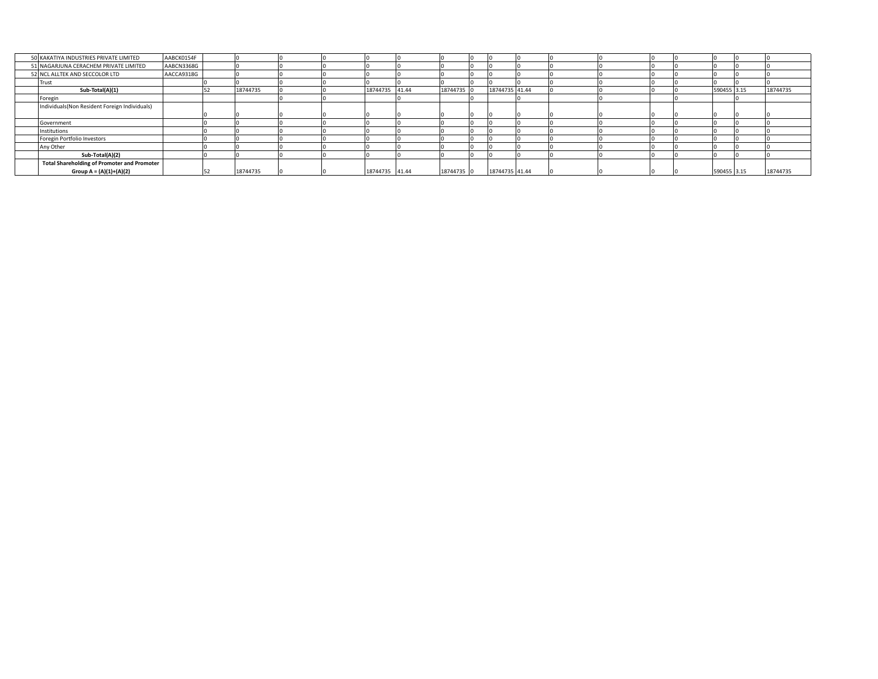| | | | | | | | | | | | | | | | | | | | |
|---|---|---|---|---|---|---|---|---|---|---|---|---|---|---|---|---|---|---|---|
| 50 | KAKATIYA INDUSTRIES PRIVATE LIMITED | AABCK0154F | | 0 | 0 | 0 | 0 | 0 | 0 | 0 | 0 | 0 | 0 | 0 | 0 | 0 | 0 | 0 | 0 |
| 51 | NAGARJUNA CERACHEM PRIVATE LIMITED | AABCN3368G | | 0 | 0 | 0 | 0 | 0 | 0 | 0 | 0 | 0 | 0 | 0 | 0 | 0 | 0 | 0 | 0 |
| 52 | NCL ALLTEK AND SECCOLOR LTD | AACCA9318G | | 0 | 0 | 0 | 0 | 0 | 0 | 0 | 0 | 0 | 0 | 0 | 0 | 0 | 0 | 0 | 0 |
| | Trust | | 0 | 0 | 0 | 0 | 0 | 0 | 0 | 0 | 0 | 0 | 0 | 0 | 0 | 0 | 0 | 0 | 0 |
| | **Sub-Total(A)(1)** | | 52 | 18744735 | 0 | 0 | 18744735 | 41.44 | 18744735 | 0 | 18744735 | 41.44 | 0 | 0 | 0 | 0 | 590455 | 3.15 | 18744735 |
| | Foregin | | | | 0 | 0 | | 0 | | 0 | | 0 | | 0 | | 0 | | 0 | |
| | Individuals(Non Resident Foreign Individuals) | | 0 | 0 | 0 | 0 | 0 | 0 | 0 | 0 | 0 | 0 | 0 | 0 | 0 | 0 | 0 | 0 | 0 |
| | Government | | 0 | 0 | 0 | 0 | 0 | 0 | 0 | 0 | 0 | 0 | 0 | 0 | 0 | 0 | 0 | 0 | 0 |
| | Institutions | | 0 | 0 | 0 | 0 | 0 | 0 | 0 | 0 | 0 | 0 | 0 | 0 | 0 | 0 | 0 | 0 | 0 |
| | Foregin Portfolio Investors | | 0 | 0 | 0 | 0 | 0 | 0 | 0 | 0 | 0 | 0 | 0 | 0 | 0 | 0 | 0 | 0 | 0 |
| | Any Other | | 0 | 0 | 0 | 0 | 0 | 0 | 0 | 0 | 0 | 0 | 0 | 0 | 0 | 0 | 0 | 0 | 0 |
| | **Sub-Total(A)(2)** | | 0 | 0 | 0 | 0 | 0 | 0 | 0 | 0 | 0 | 0 | 0 | 0 | 0 | 0 | 0 | 0 | 0 |
| | **Total Shareholding of Promoter and Promoter Group A = (A)(1)+(A)(2)** | | 52 | 18744735 | 0 | 0 | 18744735 | 41.44 | 18744735 | 0 | 18744735 | 41.44 | 0 | 0 | 0 | 0 | 590455 | 3.15 | 18744735 |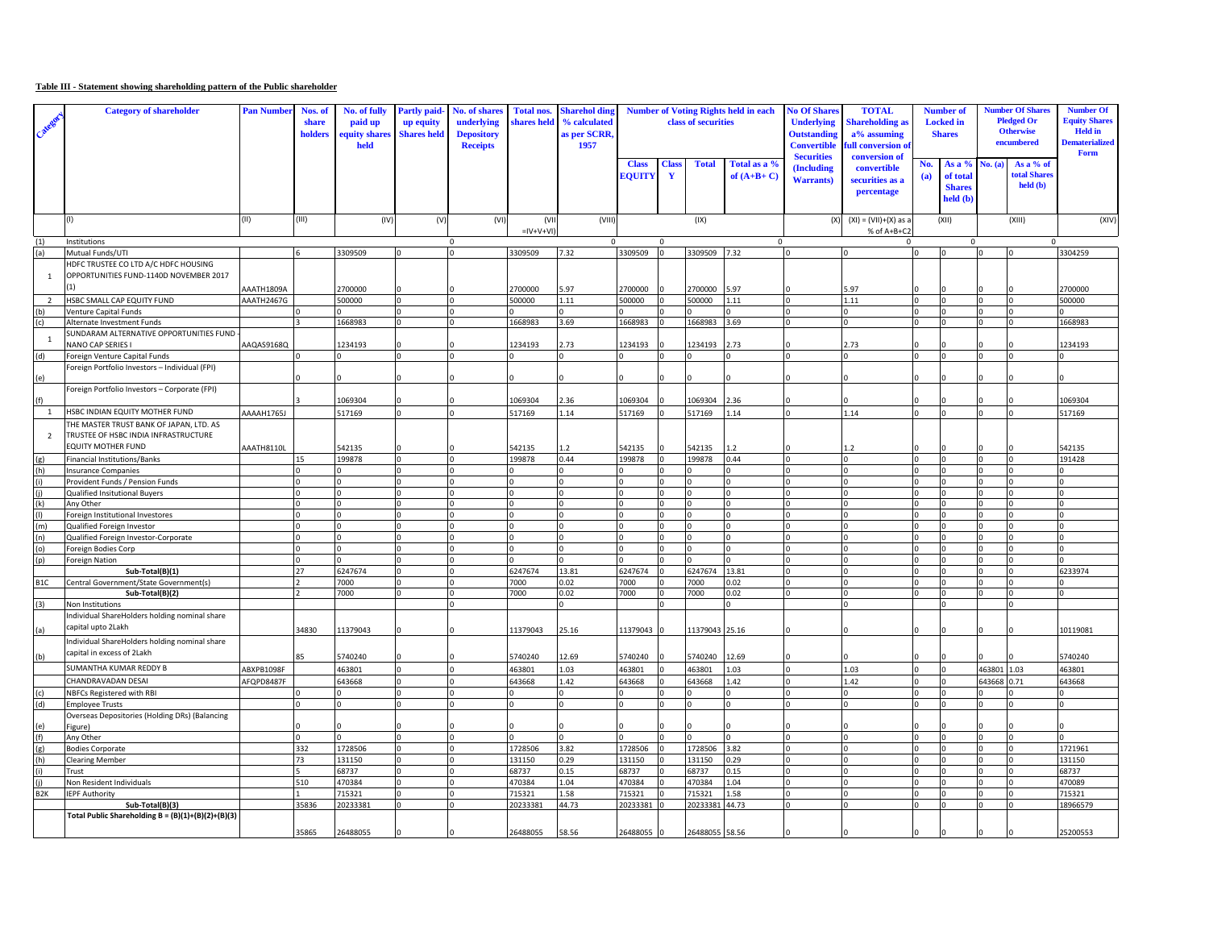**Table III - Statement showing shareholding pattern of the Public shareholder**

| Category | Category of shareholder | Pan Number | Nos. of share holders | No. of fully paid up equity shares held | Partly paid-up equity Shares held | No. of shares underlying Depository Receipts | Total nos. shares held | Shareholding % calculated as per SCRR, 1957 | Number of Voting Rights held in each class of securities | | | | No Of Shares Underlying Outstanding Convertible Securities (Including Warrants) | TOTAL Shareholding as a% assuming full conversion of conversion of convertible securities as a percentage | Number of Locked in Shares | | Number Of Shares Pledged Or Otherwise encumbered | | Number Of Equity Shares Held in Dematerialized Form |
|---|---|---|---|---|---|---|---|---|---|---|---|---|---|---|---|---|---|---|---|
| | | | | | | | | | Class EQUITY | Class Y | Total | Total as a % of (A+B+ C) | | | No. (a) | As a % of total Shares held (b) | No. (a) | As a % of total Shares held (b) | |
| | (I) | (II) | (III) | (IV) | (V) | (VI) | (VII =IV+V+VI) | (VIII) | (IX) | | | | (X) | (XI) = (VII)+(X) as a % of A+B+C2 | (XII) | | (XIII) | | (XIV) |
| (1) | Institutions | | | | | 0 | | 0 | 0 | | | 0 | | 0 | | 0 | | 0 | |
| (a) | Mutual Funds/UTI | | 6 | 3309509 | 0 | 0 | 3309509 | 7.32 | 3309509 | 0 | 3309509 | 7.32 | 0 | 0 | 0 | 0 | 0 | 0 | 3304259 |
| 1 | HDFC TRUSTEE CO LTD A/C HDFC HOUSING OPPORTUNITIES FUND-1140D NOVEMBER 2017 (1) | AAATH1809A | | 2700000 | 0 | 0 | 2700000 | 5.97 | 2700000 | 0 | 2700000 | 5.97 | 0 | 5.97 | 0 | 0 | 0 | 0 | 2700000 |
| 2 | HSBC SMALL CAP EQUITY FUND | AAATH2467G | | 500000 | 0 | 0 | 500000 | 1.11 | 500000 | 0 | 500000 | 1.11 | 0 | 1.11 | 0 | 0 | 0 | 0 | 500000 |
| (b) | Venture Capital Funds | | 0 | 0 | 0 | 0 | 0 | 0 | 0 | 0 | 0 | 0 | 0 | 0 | 0 | 0 | 0 | 0 | 0 |
| (c) | Alternate Investment Funds | | 3 | 1668983 | 0 | 0 | 1668983 | 3.69 | 1668983 | 0 | 1668983 | 3.69 | 0 | 0 | 0 | 0 | 0 | 0 | 1668983 |
| 1 | SUNDARAM ALTERNATIVE OPPORTUNITIES FUND - NANO CAP SERIES I | AAQAS9168Q | | 1234193 | 0 | 0 | 1234193 | 2.73 | 1234193 | 0 | 1234193 | 2.73 | 0 | 2.73 | 0 | 0 | 0 | 0 | 1234193 |
| (d) | Foreign Venture Capital Funds | | 0 | 0 | 0 | 0 | 0 | 0 | 0 | 0 | 0 | 0 | 0 | 0 | 0 | 0 | 0 | 0 | 0 |
| (e) | Foreign Portfolio Investors – Individual (FPI) | | 0 | 0 | 0 | 0 | 0 | 0 | 0 | 0 | 0 | 0 | 0 | 0 | 0 | 0 | 0 | 0 | 0 |
| (f) | Foreign Portfolio Investors – Corporate (FPI) | | 3 | 1069304 | 0 | 0 | 1069304 | 2.36 | 1069304 | 0 | 1069304 | 2.36 | 0 | 0 | 0 | 0 | 0 | 0 | 1069304 |
| 1 | HSBC INDIAN EQUITY MOTHER FUND | AAAAH1765J | | 517169 | 0 | 0 | 517169 | 1.14 | 517169 | 0 | 517169 | 1.14 | 0 | 1.14 | 0 | 0 | 0 | 0 | 517169 |
| 2 | THE MASTER TRUST BANK OF JAPAN, LTD. AS TRUSTEE OF HSBC INDIA INFRASTRUCTURE EQUITY MOTHER FUND | AAATH8110L | | 542135 | 0 | 0 | 542135 | 1.2 | 542135 | 0 | 542135 | 1.2 | 0 | 1.2 | 0 | 0 | 0 | 0 | 542135 |
| (g) | Financial Institutions/Banks | | 15 | 199878 | 0 | 0 | 199878 | 0.44 | 199878 | 0 | 199878 | 0.44 | 0 | 0 | 0 | 0 | 0 | 0 | 191428 |
| (h) | Insurance Companies | | 0 | 0 | 0 | 0 | 0 | 0 | 0 | 0 | 0 | 0 | 0 | 0 | 0 | 0 | 0 | 0 | 0 |
| (i) | Provident Funds / Pension Funds | | 0 | 0 | 0 | 0 | 0 | 0 | 0 | 0 | 0 | 0 | 0 | 0 | 0 | 0 | 0 | 0 | 0 |
| (j) | Qualified Insitutional Buyers | | 0 | 0 | 0 | 0 | 0 | 0 | 0 | 0 | 0 | 0 | 0 | 0 | 0 | 0 | 0 | 0 | 0 |
| (k) | Any Other | | 0 | 0 | 0 | 0 | 0 | 0 | 0 | 0 | 0 | 0 | 0 | 0 | 0 | 0 | 0 | 0 | 0 |
| (l) | Foreign Institutional Investores | | 0 | 0 | 0 | 0 | 0 | 0 | 0 | 0 | 0 | 0 | 0 | 0 | 0 | 0 | 0 | 0 | 0 |
| (m) | Qualified Foreign Investor | | 0 | 0 | 0 | 0 | 0 | 0 | 0 | 0 | 0 | 0 | 0 | 0 | 0 | 0 | 0 | 0 | 0 |
| (n) | Qualified Foreign Investor-Corporate | | 0 | 0 | 0 | 0 | 0 | 0 | 0 | 0 | 0 | 0 | 0 | 0 | 0 | 0 | 0 | 0 | 0 |
| (o) | Foreign Bodies Corp | | 0 | 0 | 0 | 0 | 0 | 0 | 0 | 0 | 0 | 0 | 0 | 0 | 0 | 0 | 0 | 0 | 0 |
| (p) | Foreign Nation | | 0 | 0 | 0 | 0 | 0 | 0 | 0 | 0 | 0 | 0 | 0 | 0 | 0 | 0 | 0 | 0 | 0 |
| | **Sub-Total(B)(1)** | | 27 | 6247674 | 0 | 0 | 6247674 | 13.81 | 6247674 | 0 | 6247674 | 13.81 | 0 | 0 | 0 | 0 | 0 | 0 | 6233974 |
| B1C | Central Government/State Government(s) | | 2 | 7000 | 0 | 0 | 7000 | 0.02 | 7000 | 0 | 7000 | 0.02 | 0 | 0 | 0 | 0 | 0 | 0 | 0 |
| | **Sub-Total(B)(2)** | | 2 | 7000 | 0 | 0 | 7000 | 0.02 | 7000 | 0 | 7000 | 0.02 | 0 | 0 | 0 | 0 | 0 | 0 | 0 |
| (3) | Non Institutions | | | | | 0 | | 0 | | 0 | | 0 | | 0 | | 0 | | 0 | |
| (a) | Individual ShareHolders holding nominal share capital upto 2Lakh | | 34830 | 11379043 | 0 | 0 | 11379043 | 25.16 | 11379043 | 0 | 11379043 | 25.16 | 0 | 0 | 0 | 0 | 0 | 0 | 10119081 |
| (b) | Individual ShareHolders holding nominal share capital in excess of 2Lakh | | 85 | 5740240 | 0 | 0 | 5740240 | 12.69 | 5740240 | 0 | 5740240 | 12.69 | 0 | 0 | 0 | 0 | 0 | 0 | 5740240 |
| | SUMANTHA KUMAR REDDY B | ABXPB1098F | | 463801 | 0 | 0 | 463801 | 1.03 | 463801 | 0 | 463801 | 1.03 | 0 | 1.03 | 0 | 0 | 463801 | 1.03 | 463801 |
| | CHANDRAVADAN DESAI | AFQPD8487F | | 643668 | 0 | 0 | 643668 | 1.42 | 643668 | 0 | 643668 | 1.42 | 0 | 1.42 | 0 | 0 | 643668 | 0.71 | 643668 |
| (c) | NBFCs Registered with RBI | | 0 | 0 | 0 | 0 | 0 | 0 | 0 | 0 | 0 | 0 | 0 | 0 | 0 | 0 | 0 | 0 | 0 |
| (d) | Employee Trusts | | 0 | 0 | 0 | 0 | 0 | 0 | 0 | 0 | 0 | 0 | 0 | 0 | 0 | 0 | 0 | 0 | 0 |
| (e) | Overseas Depositories (Holding DRs) (Balancing Figure) | | 0 | 0 | 0 | 0 | 0 | 0 | 0 | 0 | 0 | 0 | 0 | 0 | 0 | 0 | 0 | 0 | 0 |
| (f) | Any Other | | 0 | 0 | 0 | 0 | 0 | 0 | 0 | 0 | 0 | 0 | 0 | 0 | 0 | 0 | 0 | 0 | 0 |
| (g) | Bodies Corporate | | 332 | 1728506 | 0 | 0 | 1728506 | 3.82 | 1728506 | 0 | 1728506 | 3.82 | 0 | 0 | 0 | 0 | 0 | 0 | 1721961 |
| (h) | Clearing Member | | 73 | 131150 | 0 | 0 | 131150 | 0.29 | 131150 | 0 | 131150 | 0.29 | 0 | 0 | 0 | 0 | 0 | 0 | 131150 |
| (i) | Trust | | 5 | 68737 | 0 | 0 | 68737 | 0.15 | 68737 | 0 | 68737 | 0.15 | 0 | 0 | 0 | 0 | 0 | 0 | 68737 |
| (j) | Non Resident Individuals | | 510 | 470384 | 0 | 0 | 470384 | 1.04 | 470384 | 0 | 470384 | 1.04 | 0 | 0 | 0 | 0 | 0 | 0 | 470089 |
| B2K | IEPF Authority | | 1 | 715321 | 0 | 0 | 715321 | 1.58 | 715321 | 0 | 715321 | 1.58 | 0 | 0 | 0 | 0 | 0 | 0 | 715321 |
| | **Sub-Total(B)(3)** | | 35836 | 20233381 | 0 | 0 | 20233381 | 44.73 | 20233381 | 0 | 20233381 | 44.73 | 0 | 0 | 0 | 0 | 0 | 0 | 18966579 |
| | **Total Public Shareholding B = (B)(1)+(B)(2)+(B)(3)** | | 35865 | 26488055 | 0 | 0 | 26488055 | 58.56 | 26488055 | 0 | 26488055 | 58.56 | 0 | 0 | 0 | 0 | 0 | 0 | 25200553 |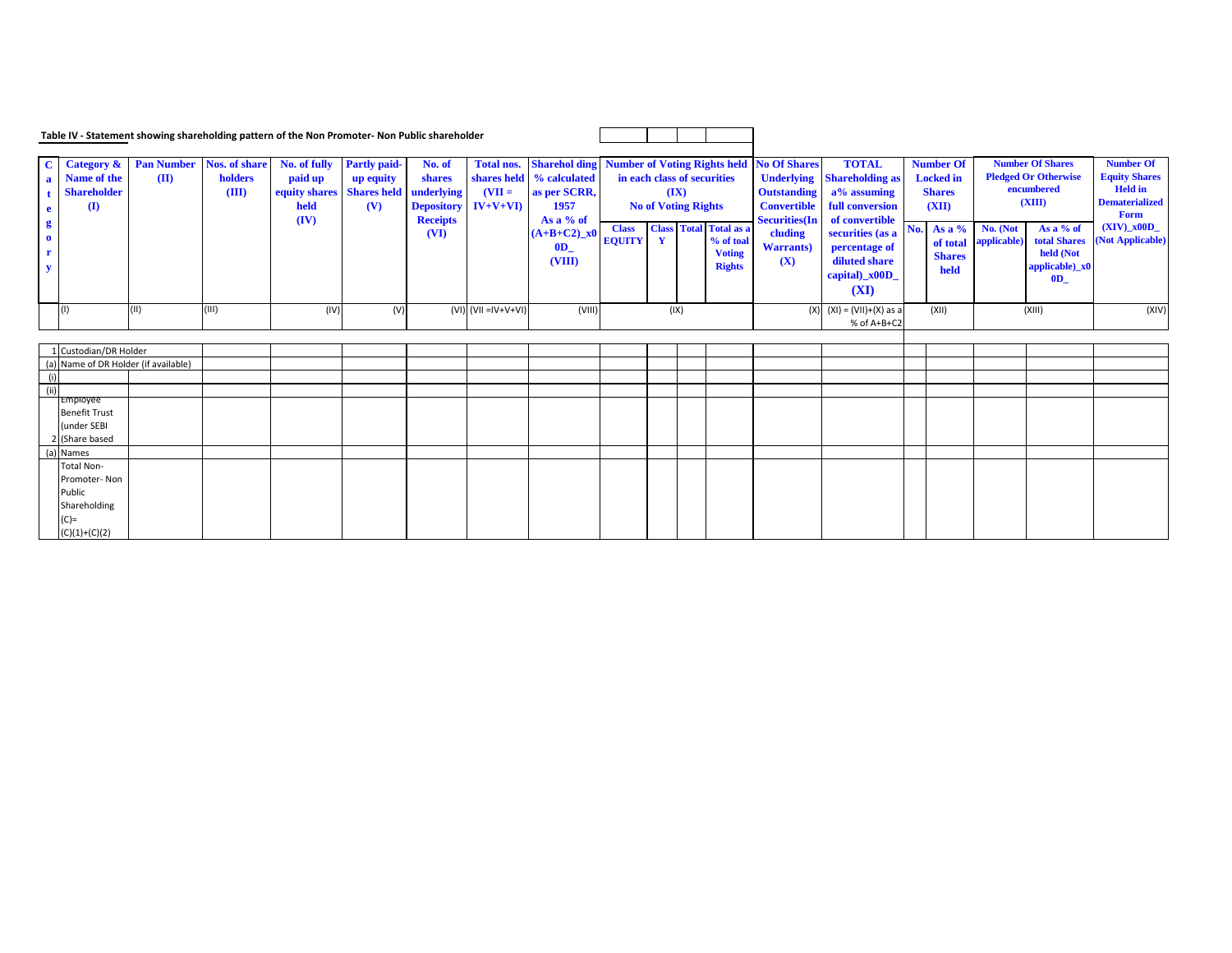**Table IV - Statement showing shareholding pattern of the Non Promoter- Non Public shareholder**

| Category | Category & Name of the Shareholder (I) | Pan Number (II) | Nos. of share holders (III) | No. of fully paid up equity shares held (IV) | Partly paid-up equity Shares held (V) | No. of shares underlying Depository Receipts (VI) | Total nos. shares held (VII = IV+V+VI) | Sharehol ding % calculated as per SCRR, 1957 As a % of (A+B+C2)_x000D_ (VIII) | Number of Voting Rights held in each class of securities (IX) No of Voting Rights | | | | No Of Shares Underlying Outstanding Convertible Securities(Including Warrants) (X) | TOTAL Shareholding as a% assuming full conversion of convertible securities (as a percentage of diluted share capital)_x00D_ (XI) | Number Of Locked in Shares (XII) | | Number Of Shares Pledged Or Otherwise encumbered (XIII) | | Number Of Equity Shares Held in Dematerialized Form (XIV)_x00D_ (Not Applicable) |
|---|---|---|---|---|---|---|---|---|---|---|---|---|---|---|---|---|---|---|---|
| | | | | | | | | | Class EQUITY | Class Y | Total | Total as a % of toal Voting Rights | | | No. | As a % of total Shares held | No. (Not applicable) | As a % of total Shares held (Not applicable)_x000D_ | |
| | (I) | (II) | (III) | (IV) | (V) | (VI) | (VII =IV+V+VI) | (VIII) | (IX) | | | | (X) | (XI) = (VII)+(X) as a % of A+B+C2 | (XII) | | (XIII) | | (XIV) |
| 1 | Custodian/DR Holder | | | | | | | | | | | | | | | | | | |
| (a) | Name of DR Holder (if available) | | | | | | | | | | | | | | | | | | |
| (i) | | | | | | | | | | | | | | | | | | | |
| (ii) | | | | | | | | | | | | | | | | | | | |
| 2 | Employee Benefit Trust (under SEBI (Share based | | | | | | | | | | | | | | | | | | |
| (a) | Names | | | | | | | | | | | | | | | | | | |
| | Total Non-Promoter- Non Public Shareholding (C)= (C)(1)+(C)(2) | | | | | | | | | | | | | | | | | | |